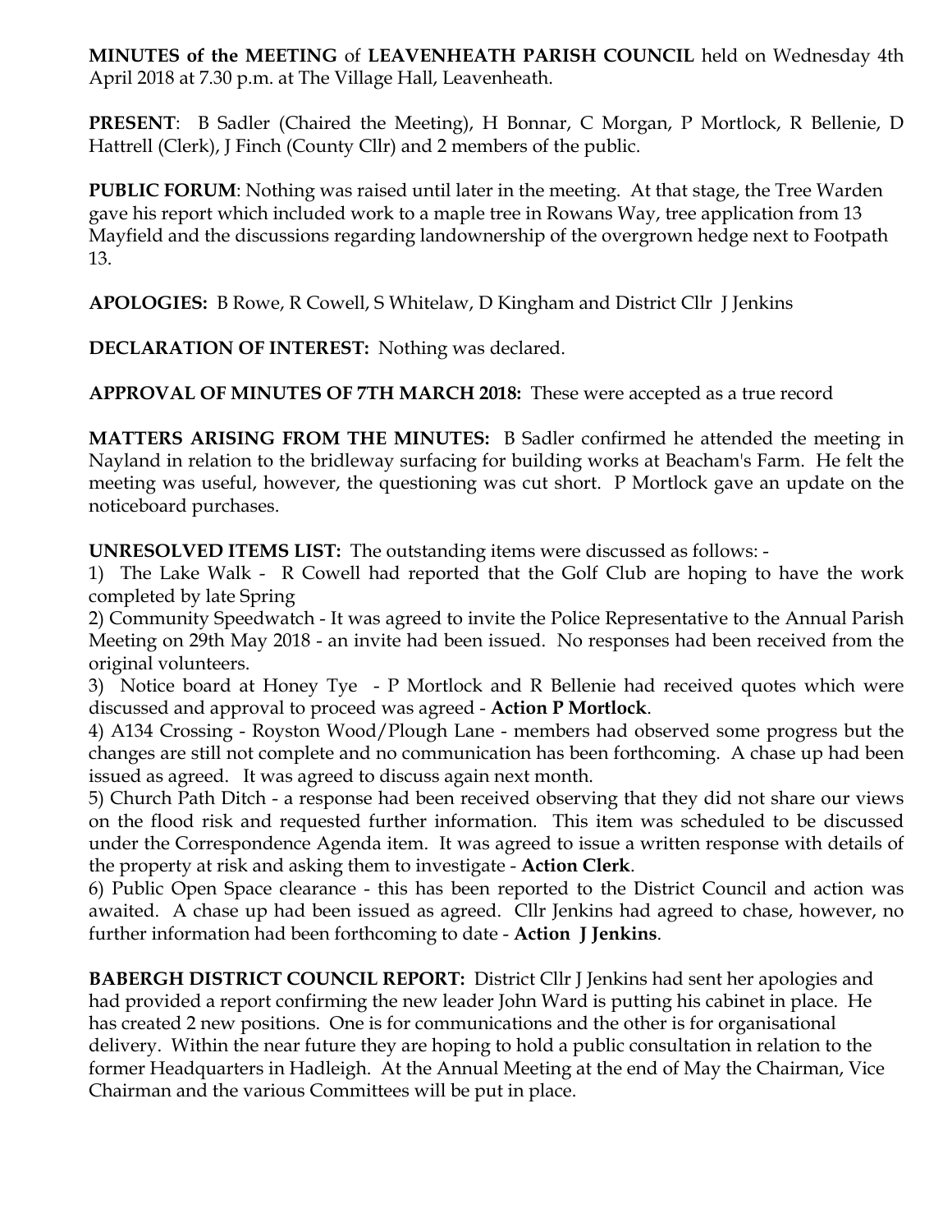**MINUTES of the MEETING** of **LEAVENHEATH PARISH COUNCIL** held on Wednesday 4th April 2018 at 7.30 p.m. at The Village Hall, Leavenheath.

**PRESENT**: B Sadler (Chaired the Meeting), H Bonnar, C Morgan, P Mortlock, R Bellenie, D Hattrell (Clerk), J Finch (County Cllr) and 2 members of the public.

**PUBLIC FORUM**: Nothing was raised until later in the meeting. At that stage, the Tree Warden gave his report which included work to a maple tree in Rowans Way, tree application from 13 Mayfield and the discussions regarding landownership of the overgrown hedge next to Footpath 13.

**APOLOGIES:** B Rowe, R Cowell, S Whitelaw, D Kingham and District Cllr J Jenkins

**DECLARATION OF INTEREST:** Nothing was declared.

**APPROVAL OF MINUTES OF 7TH MARCH 2018:** These were accepted as a true record

**MATTERS ARISING FROM THE MINUTES:** B Sadler confirmed he attended the meeting in Nayland in relation to the bridleway surfacing for building works at Beacham's Farm. He felt the meeting was useful, however, the questioning was cut short. P Mortlock gave an update on the noticeboard purchases.

**UNRESOLVED ITEMS LIST:** The outstanding items were discussed as follows: -

1) The Lake Walk - R Cowell had reported that the Golf Club are hoping to have the work completed by late Spring
2) Community Speedwatch - It was agreed to invite the Police Representative to the Annual Parish Meeting on 29th May 2018 - an invite had been issued. No responses had been received from the original volunteers.
3) Notice board at Honey Tye - P Mortlock and R Bellenie had received quotes which were discussed and approval to proceed was agreed - **Action P Mortlock**.
4) A134 Crossing - Royston Wood/Plough Lane - members had observed some progress but the changes are still not complete and no communication has been forthcoming. A chase up had been issued as agreed. It was agreed to discuss again next month.
5) Church Path Ditch - a response had been received observing that they did not share our views on the flood risk and requested further information. This item was scheduled to be discussed under the Correspondence Agenda item. It was agreed to issue a written response with details of the property at risk and asking them to investigate - **Action Clerk**.
6) Public Open Space clearance - this has been reported to the District Council and action was awaited. A chase up had been issued as agreed. Cllr Jenkins had agreed to chase, however, no further information had been forthcoming to date - **Action J Jenkins**.

**BABERGH DISTRICT COUNCIL REPORT:** District Cllr J Jenkins had sent her apologies and had provided a report confirming the new leader John Ward is putting his cabinet in place. He has created 2 new positions. One is for communications and the other is for organisational delivery. Within the near future they are hoping to hold a public consultation in relation to the former Headquarters in Hadleigh. At the Annual Meeting at the end of May the Chairman, Vice Chairman and the various Committees will be put in place.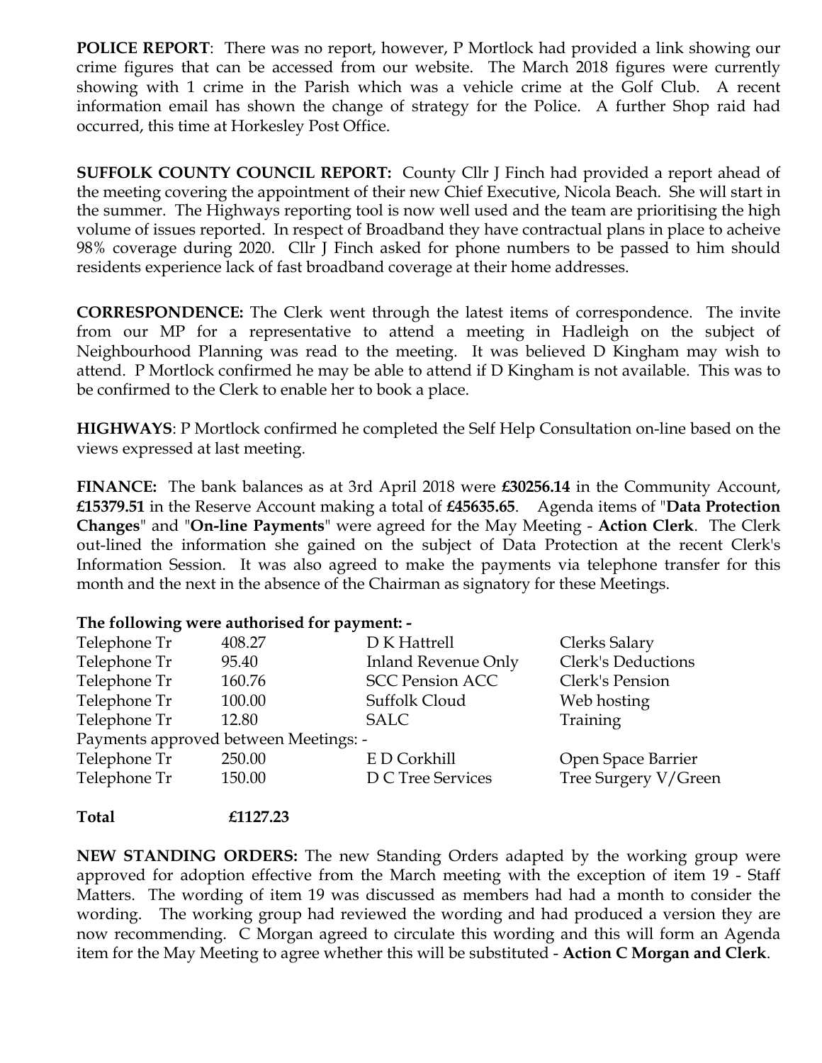**POLICE REPORT**: There was no report, however, P Mortlock had provided a link showing our crime figures that can be accessed from our website. The March 2018 figures were currently showing with 1 crime in the Parish which was a vehicle crime at the Golf Club. A recent information email has shown the change of strategy for the Police. A further Shop raid had occurred, this time at Horkesley Post Office.

**SUFFOLK COUNTY COUNCIL REPORT:** County Cllr J Finch had provided a report ahead of the meeting covering the appointment of their new Chief Executive, Nicola Beach. She will start in the summer. The Highways reporting tool is now well used and the team are prioritising the high volume of issues reported. In respect of Broadband they have contractual plans in place to acheive 98% coverage during 2020. Cllr J Finch asked for phone numbers to be passed to him should residents experience lack of fast broadband coverage at their home addresses.

**CORRESPONDENCE:** The Clerk went through the latest items of correspondence. The invite from our MP for a representative to attend a meeting in Hadleigh on the subject of Neighbourhood Planning was read to the meeting. It was believed D Kingham may wish to attend. P Mortlock confirmed he may be able to attend if D Kingham is not available. This was to be confirmed to the Clerk to enable her to book a place.

**HIGHWAYS**: P Mortlock confirmed he completed the Self Help Consultation on-line based on the views expressed at last meeting.

**FINANCE:** The bank balances as at 3rd April 2018 were **£30256.14** in the Community Account, **£15379.51** in the Reserve Account making a total of **£45635.65**. Agenda items of "**Data Protection Changes**" and "**On-line Payments**" were agreed for the May Meeting - **Action Clerk**. The Clerk out-lined the information she gained on the subject of Data Protection at the recent Clerk's Information Session. It was also agreed to make the payments via telephone transfer for this month and the next in the absence of the Chairman as signatory for these Meetings.

**The following were authorised for payment: -**

| | | | |
|---|---|---|---|
| Telephone Tr | 408.27 | D K Hattrell | Clerks Salary |
| Telephone Tr | 95.40 | Inland Revenue Only | Clerk's Deductions |
| Telephone Tr | 160.76 | SCC Pension ACC | Clerk's Pension |
| Telephone Tr | 100.00 | Suffolk Cloud | Web hosting |
| Telephone Tr | 12.80 | SALC | Training |
| Payments approved between Meetings: - | | | |
| Telephone Tr | 250.00 | E D Corkhill | Open Space Barrier |
| Telephone Tr | 150.00 | D C Tree Services | Tree Surgery V/Green |
| **Total** | **£1127.23** | | |

**NEW STANDING ORDERS:** The new Standing Orders adapted by the working group were approved for adoption effective from the March meeting with the exception of item 19 - Staff Matters. The wording of item 19 was discussed as members had had a month to consider the wording. The working group had reviewed the wording and had produced a version they are now recommending. C Morgan agreed to circulate this wording and this will form an Agenda item for the May Meeting to agree whether this will be substituted - **Action C Morgan and Clerk**.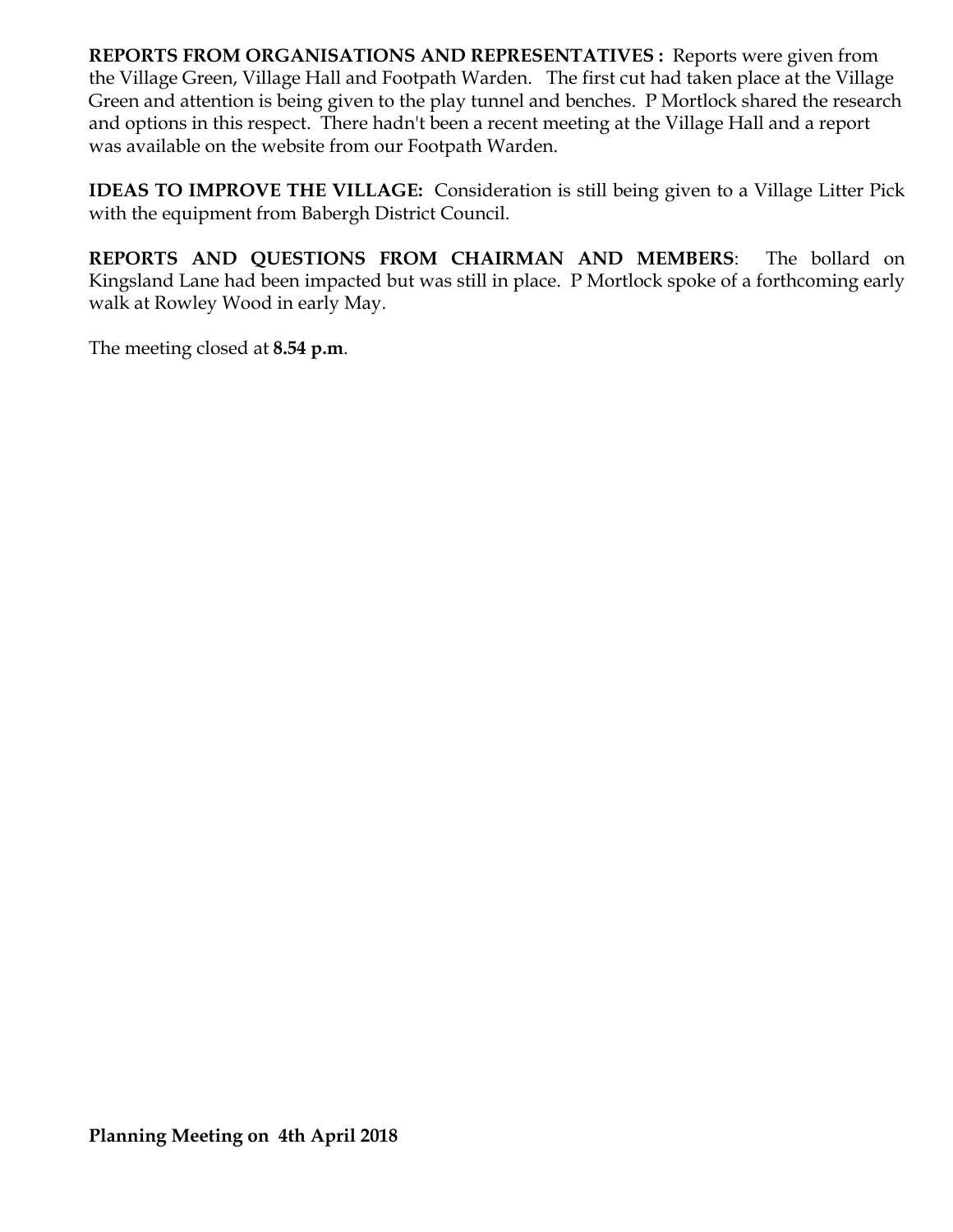**REPORTS FROM ORGANISATIONS AND REPRESENTATIVES :** Reports were given from the Village Green, Village Hall and Footpath Warden. The first cut had taken place at the Village Green and attention is being given to the play tunnel and benches. P Mortlock shared the research and options in this respect. There hadn't been a recent meeting at the Village Hall and a report was available on the website from our Footpath Warden.

**IDEAS TO IMPROVE THE VILLAGE:** Consideration is still being given to a Village Litter Pick with the equipment from Babergh District Council.

**REPORTS AND QUESTIONS FROM CHAIRMAN AND MEMBERS**: The bollard on Kingsland Lane had been impacted but was still in place. P Mortlock spoke of a forthcoming early walk at Rowley Wood in early May.

The meeting closed at **8.54 p.m**.

**Planning Meeting on 4th April 2018**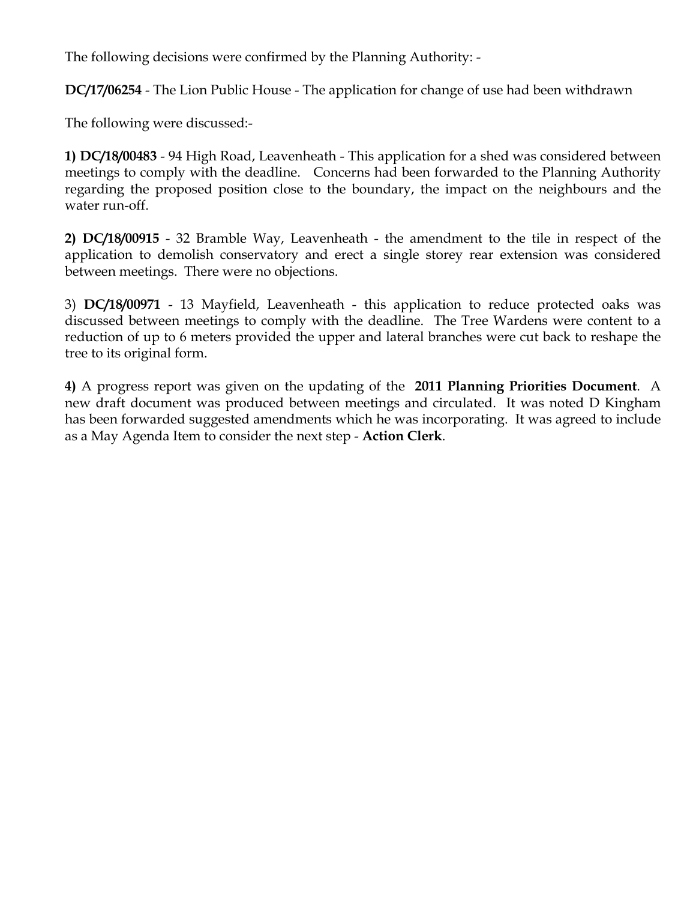The following decisions were confirmed by the Planning Authority: -

**DC/17/06254** - The Lion Public House - The application for change of use had been withdrawn

The following were discussed:-

**1) DC/18/00483** - 94 High Road, Leavenheath - This application for a shed was considered between meetings to comply with the deadline. Concerns had been forwarded to the Planning Authority regarding the proposed position close to the boundary, the impact on the neighbours and the water run-off.

**2) DC/18/00915** - 32 Bramble Way, Leavenheath - the amendment to the tile in respect of the application to demolish conservatory and erect a single storey rear extension was considered between meetings. There were no objections.

3) **DC/18/00971** - 13 Mayfield, Leavenheath - this application to reduce protected oaks was discussed between meetings to comply with the deadline. The Tree Wardens were content to a reduction of up to 6 meters provided the upper and lateral branches were cut back to reshape the tree to its original form.

**4)** A progress report was given on the updating of the **2011 Planning Priorities Document**. A new draft document was produced between meetings and circulated. It was noted D Kingham has been forwarded suggested amendments which he was incorporating. It was agreed to include as a May Agenda Item to consider the next step - **Action Clerk**.